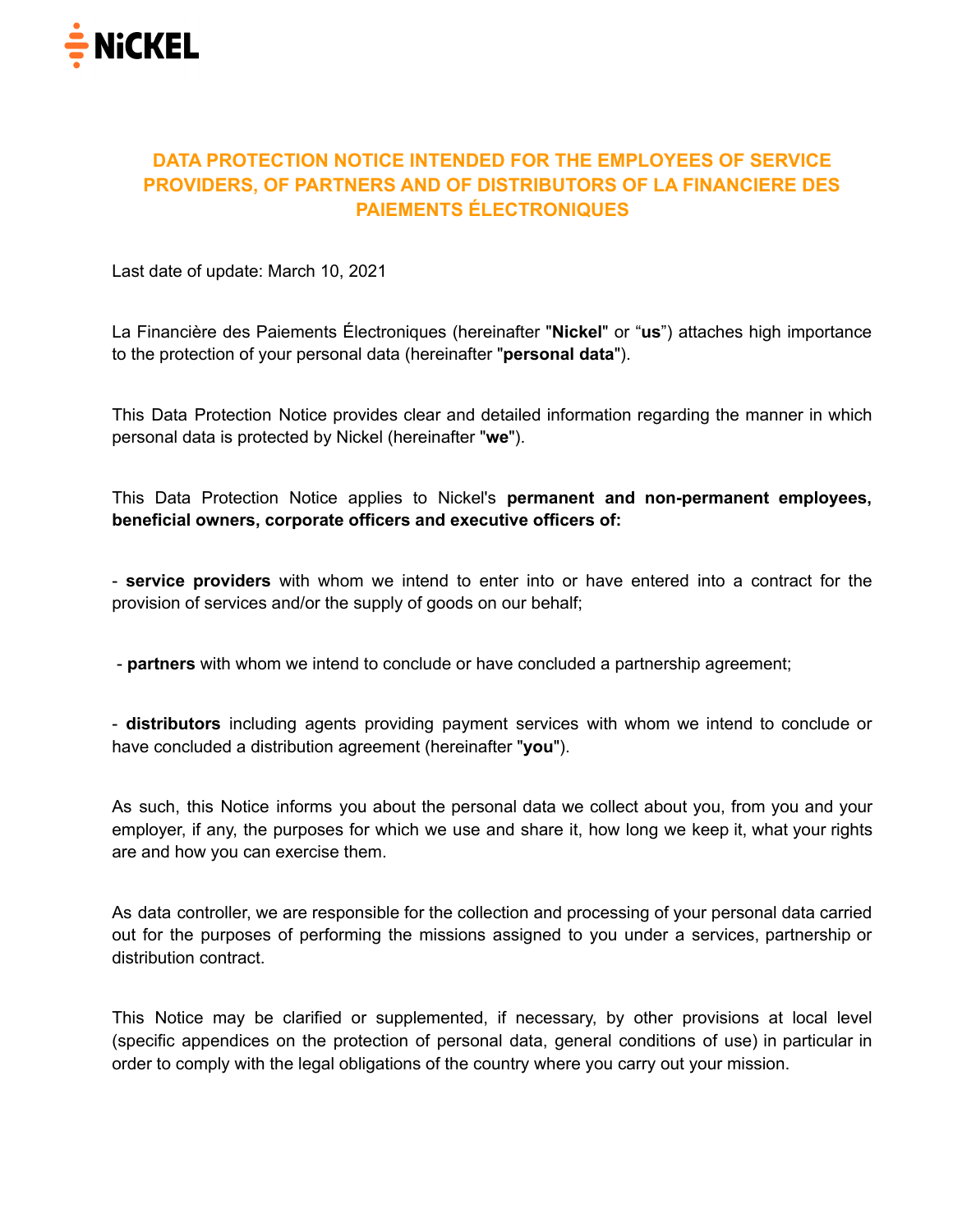# DATA PROTECTION NOTICE INTENDED FOR THE EMPLOYEES OF SERVICE PROVIDERS, OF PARTNERS AND OF DISTRIBUTORS OF LA FINANCIERE DES PAIEMENTS ÉLECTRONIQUES

Last date of update: March 10, 2021

La Financière des Paiements Électroniques (hereinafter "**Nickel**" or "**us**") attaches high importance to the protection of your personal data (hereinafter "**personal data**").

This Data Protection Notice provides clear and detailed information regarding the manner in which personal data is protected by Nickel (hereinafter "**we**").

This Data Protection Notice applies to Nickel's **permanent and non-permanent employees, beneficial owners, corporate officers and executive officers of:**

- **service providers** with whom we intend to enter into or have entered into a contract for the provision of services and/or the supply of goods on our behalf;

- **partners** with whom we intend to conclude or have concluded a partnership agreement;

- **distributors** including agents providing payment services with whom we intend to conclude or have concluded a distribution agreement (hereinafter "**you**").

As such, this Notice informs you about the personal data we collect about you, from you and your employer, if any, the purposes for which we use and share it, how long we keep it, what your rights are and how you can exercise them.

As data controller, we are responsible for the collection and processing of your personal data carried out for the purposes of performing the missions assigned to you under a services, partnership or distribution contract.

This Notice may be clarified or supplemented, if necessary, by other provisions at local level (specific appendices on the protection of personal data, general conditions of use) in particular in order to comply with the legal obligations of the country where you carry out your mission.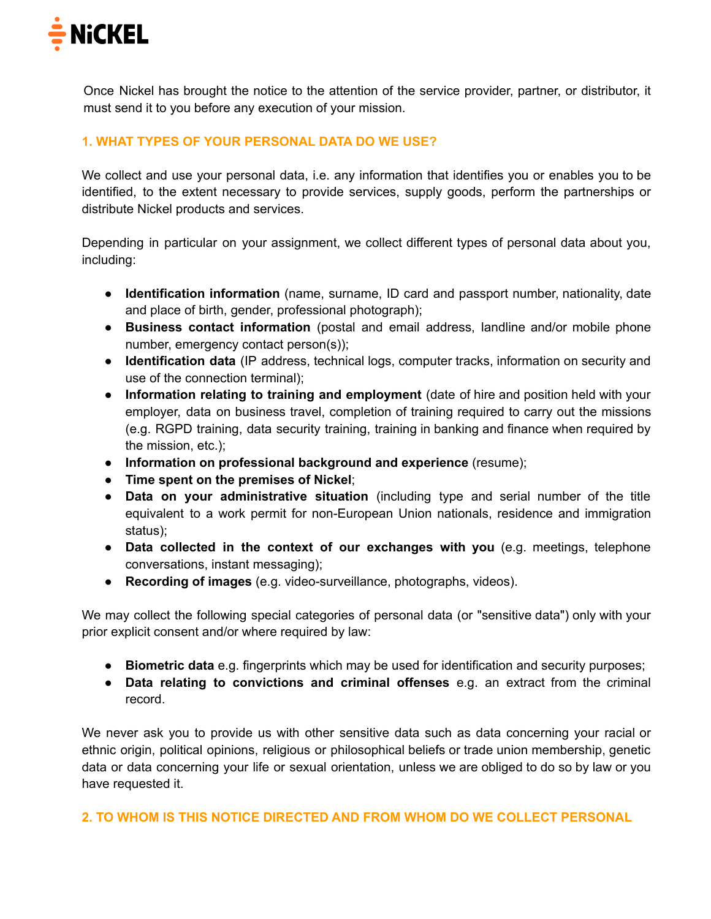Once Nickel has brought the notice to the attention of the service provider, partner, or distributor, it must send it to you before any execution of your mission.

## 1. WHAT TYPES OF YOUR PERSONAL DATA DO WE USE?

We collect and use your personal data, i.e. any information that identifies you or enables you to be identified, to the extent necessary to provide services, supply goods, perform the partnerships or distribute Nickel products and services.

Depending in particular on your assignment, we collect different types of personal data about you, including:

- **Identification information** (name, surname, ID card and passport number, nationality, date and place of birth, gender, professional photograph);
- **Business contact information** (postal and email address, landline and/or mobile phone number, emergency contact person(s));
- **Identification data** (IP address, technical logs, computer tracks, information on security and use of the connection terminal);
- **Information relating to training and employment** (date of hire and position held with your employer, data on business travel, completion of training required to carry out the missions (e.g. RGPD training, data security training, training in banking and finance when required by the mission, etc.);
- **Information on professional background and experience** (resume);
- **Time spent on the premises of Nickel**;
- **Data on your administrative situation** (including type and serial number of the title equivalent to a work permit for non-European Union nationals, residence and immigration status);
- **Data collected in the context of our exchanges with you** (e.g. meetings, telephone conversations, instant messaging);
- **Recording of images** (e.g. video-surveillance, photographs, videos).

We may collect the following special categories of personal data (or "sensitive data") only with your prior explicit consent and/or where required by law:

- **Biometric data** e.g. fingerprints which may be used for identification and security purposes;
- **Data relating to convictions and criminal offenses** e.g. an extract from the criminal record.

We never ask you to provide us with other sensitive data such as data concerning your racial or ethnic origin, political opinions, religious or philosophical beliefs or trade union membership, genetic data or data concerning your life or sexual orientation, unless we are obliged to do so by law or you have requested it.

## 2. TO WHOM IS THIS NOTICE DIRECTED AND FROM WHOM DO WE COLLECT PERSONAL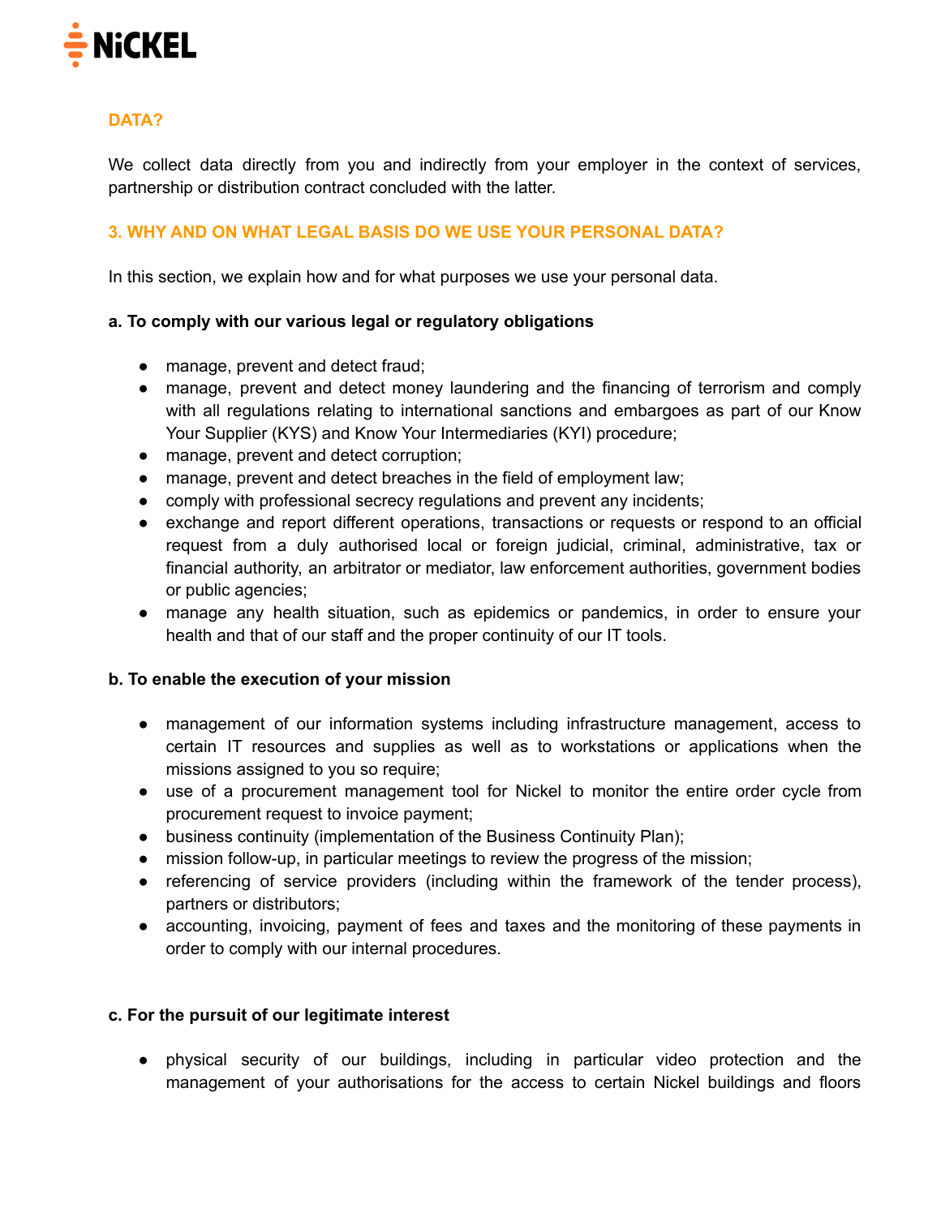## DATA?

We collect data directly from you and indirectly from your employer in the context of services, partnership or distribution contract concluded with the latter.

## 3. WHY AND ON WHAT LEGAL BASIS DO WE USE YOUR PERSONAL DATA?

In this section, we explain how and for what purposes we use your personal data.

**a. To comply with our various legal or regulatory obligations**

- manage, prevent and detect fraud;
- manage, prevent and detect money laundering and the financing of terrorism and comply with all regulations relating to international sanctions and embargoes as part of our Know Your Supplier (KYS) and Know Your Intermediaries (KYI) procedure;
- manage, prevent and detect corruption;
- manage, prevent and detect breaches in the field of employment law;
- comply with professional secrecy regulations and prevent any incidents;
- exchange and report different operations, transactions or requests or respond to an official request from a duly authorised local or foreign judicial, criminal, administrative, tax or financial authority, an arbitrator or mediator, law enforcement authorities, government bodies or public agencies;
- manage any health situation, such as epidemics or pandemics, in order to ensure your health and that of our staff and the proper continuity of our IT tools.

**b. To enable the execution of your mission**

- management of our information systems including infrastructure management, access to certain IT resources and supplies as well as to workstations or applications when the missions assigned to you so require;
- use of a procurement management tool for Nickel to monitor the entire order cycle from procurement request to invoice payment;
- business continuity (implementation of the Business Continuity Plan);
- mission follow-up, in particular meetings to review the progress of the mission;
- referencing of service providers (including within the framework of the tender process), partners or distributors;
- accounting, invoicing, payment of fees and taxes and the monitoring of these payments in order to comply with our internal procedures.

**c. For the pursuit of our legitimate interest**

- physical security of our buildings, including in particular video protection and the management of your authorisations for the access to certain Nickel buildings and floors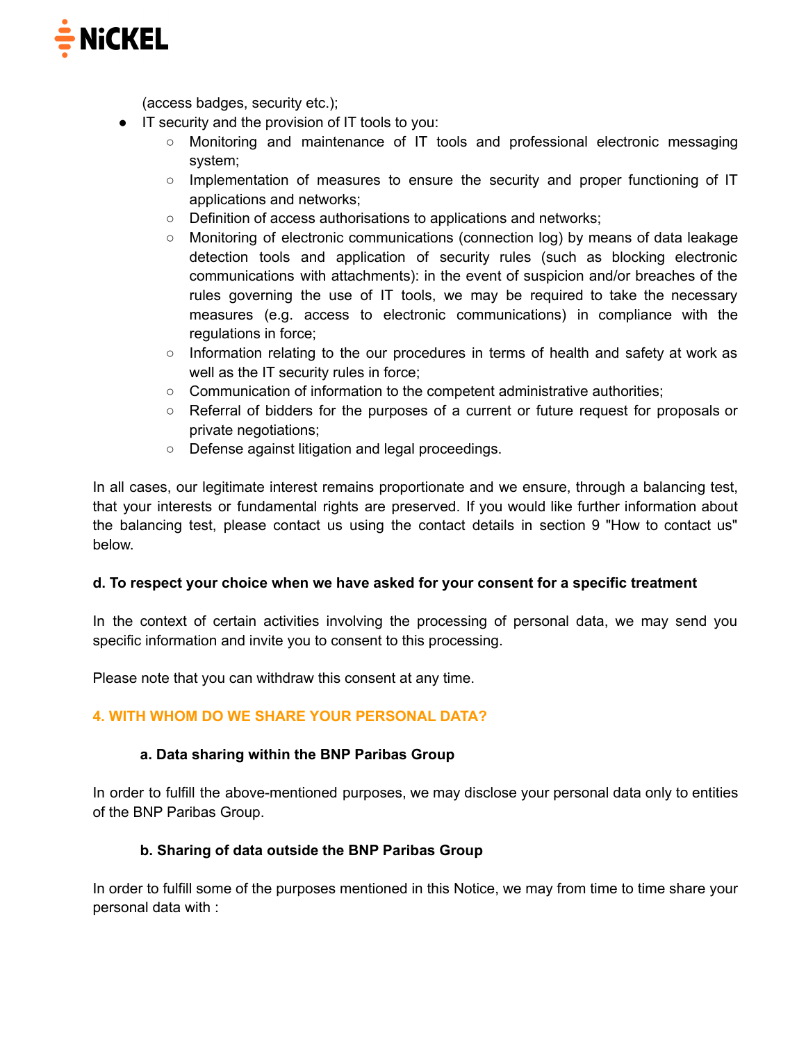(access badges, security etc.);

- IT security and the provision of IT tools to you:
  - Monitoring and maintenance of IT tools and professional electronic messaging system;
  - Implementation of measures to ensure the security and proper functioning of IT applications and networks;
  - Definition of access authorisations to applications and networks;
  - Monitoring of electronic communications (connection log) by means of data leakage detection tools and application of security rules (such as blocking electronic communications with attachments): in the event of suspicion and/or breaches of the rules governing the use of IT tools, we may be required to take the necessary measures (e.g. access to electronic communications) in compliance with the regulations in force;
  - Information relating to the our procedures in terms of health and safety at work as well as the IT security rules in force;
  - Communication of information to the competent administrative authorities;
  - Referral of bidders for the purposes of a current or future request for proposals or private negotiations;
  - Defense against litigation and legal proceedings.

In all cases, our legitimate interest remains proportionate and we ensure, through a balancing test, that your interests or fundamental rights are preserved. If you would like further information about the balancing test, please contact us using the contact details in section 9 "How to contact us" below.

**d. To respect your choice when we have asked for your consent for a specific treatment**

In the context of certain activities involving the processing of personal data, we may send you specific information and invite you to consent to this processing.

Please note that you can withdraw this consent at any time.

## 4. WITH WHOM DO WE SHARE YOUR PERSONAL DATA?

### a. Data sharing within the BNP Paribas Group

In order to fulfill the above-mentioned purposes, we may disclose your personal data only to entities of the BNP Paribas Group.

### b. Sharing of data outside the BNP Paribas Group

In order to fulfill some of the purposes mentioned in this Notice, we may from time to time share your personal data with :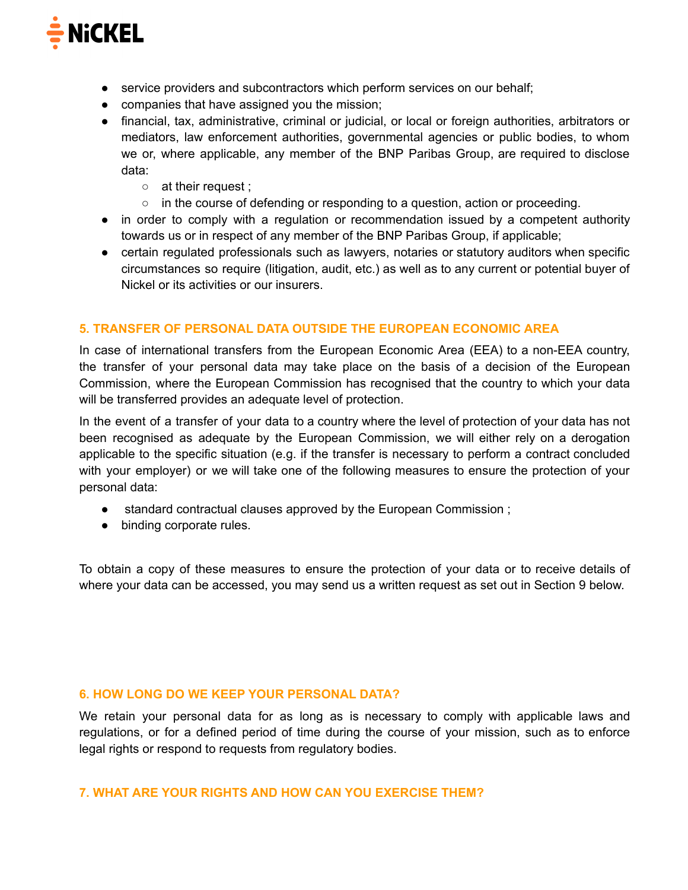- service providers and subcontractors which perform services on our behalf;
- companies that have assigned you the mission;
- financial, tax, administrative, criminal or judicial, or local or foreign authorities, arbitrators or mediators, law enforcement authorities, governmental agencies or public bodies, to whom we or, where applicable, any member of the BNP Paribas Group, are required to disclose data:
    - at their request ;
    - in the course of defending or responding to a question, action or proceeding.
- in order to comply with a regulation or recommendation issued by a competent authority towards us or in respect of any member of the BNP Paribas Group, if applicable;
- certain regulated professionals such as lawyers, notaries or statutory auditors when specific circumstances so require (litigation, audit, etc.) as well as to any current or potential buyer of Nickel or its activities or our insurers.

## 5. TRANSFER OF PERSONAL DATA OUTSIDE THE EUROPEAN ECONOMIC AREA

In case of international transfers from the European Economic Area (EEA) to a non-EEA country, the transfer of your personal data may take place on the basis of a decision of the European Commission, where the European Commission has recognised that the country to which your data will be transferred provides an adequate level of protection.

In the event of a transfer of your data to a country where the level of protection of your data has not been recognised as adequate by the European Commission, we will either rely on a derogation applicable to the specific situation (e.g. if the transfer is necessary to perform a contract concluded with your employer) or we will take one of the following measures to ensure the protection of your personal data:

- standard contractual clauses approved by the European Commission ;
- binding corporate rules.

To obtain a copy of these measures to ensure the protection of your data or to receive details of where your data can be accessed, you may send us a written request as set out in Section 9 below.

## 6. HOW LONG DO WE KEEP YOUR PERSONAL DATA?

We retain your personal data for as long as is necessary to comply with applicable laws and regulations, or for a defined period of time during the course of your mission, such as to enforce legal rights or respond to requests from regulatory bodies.

## 7. WHAT ARE YOUR RIGHTS AND HOW CAN YOU EXERCISE THEM?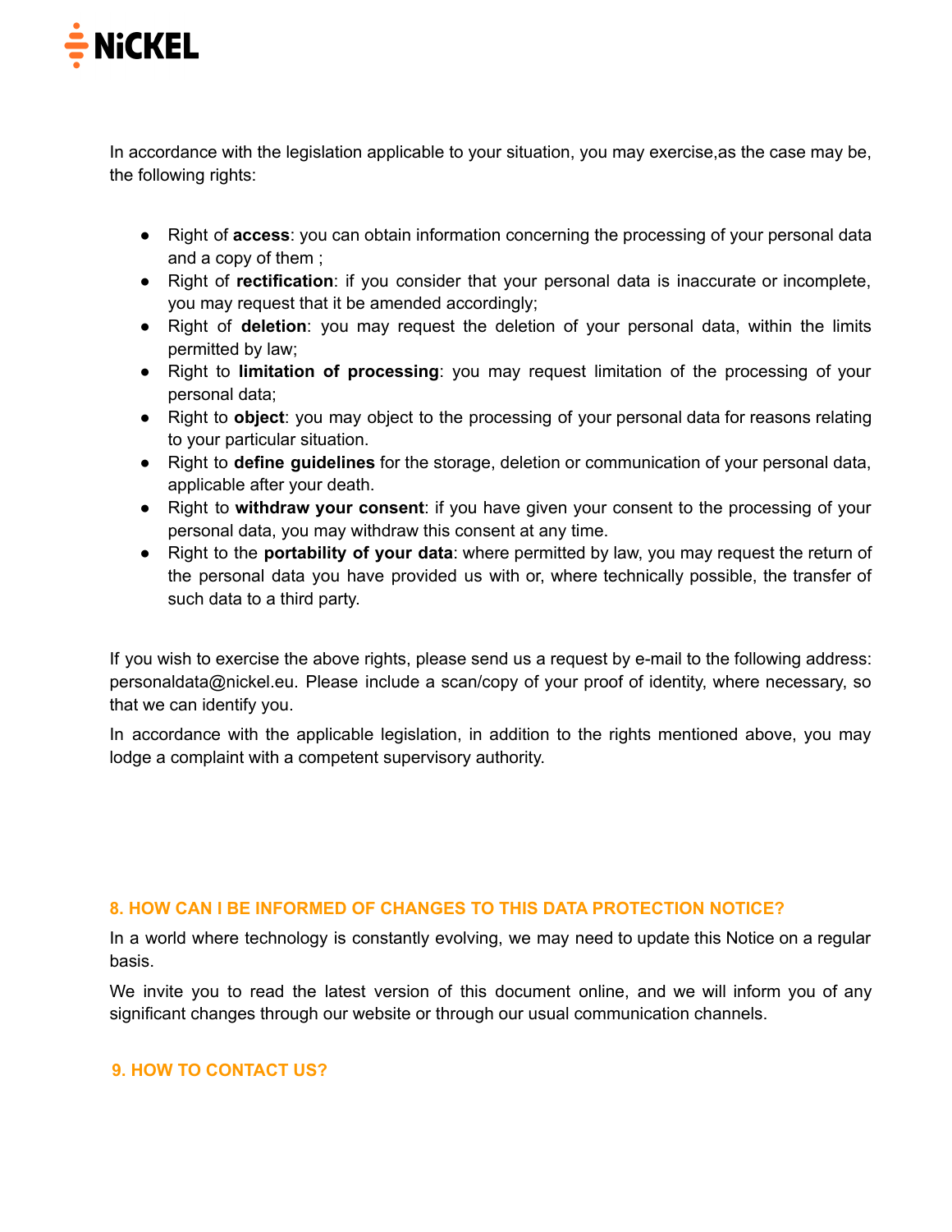In accordance with the legislation applicable to your situation, you may exercise,as the case may be, the following rights:

- Right of **access**: you can obtain information concerning the processing of your personal data and a copy of them ;
- Right of **rectification**: if you consider that your personal data is inaccurate or incomplete, you may request that it be amended accordingly;
- Right of **deletion**: you may request the deletion of your personal data, within the limits permitted by law;
- Right to **limitation of processing**: you may request limitation of the processing of your personal data;
- Right to **object**: you may object to the processing of your personal data for reasons relating to your particular situation.
- Right to **define guidelines** for the storage, deletion or communication of your personal data, applicable after your death.
- Right to **withdraw your consent**: if you have given your consent to the processing of your personal data, you may withdraw this consent at any time.
- Right to the **portability of your data**: where permitted by law, you may request the return of the personal data you have provided us with or, where technically possible, the transfer of such data to a third party.

If you wish to exercise the above rights, please send us a request by e-mail to the following address: personaldata@nickel.eu. Please include a scan/copy of your proof of identity, where necessary, so that we can identify you.

In accordance with the applicable legislation, in addition to the rights mentioned above, you may lodge a complaint with a competent supervisory authority.

## 8. HOW CAN I BE INFORMED OF CHANGES TO THIS DATA PROTECTION NOTICE?

In a world where technology is constantly evolving, we may need to update this Notice on a regular basis.

We invite you to read the latest version of this document online, and we will inform you of any significant changes through our website or through our usual communication channels.

## 9. HOW TO CONTACT US?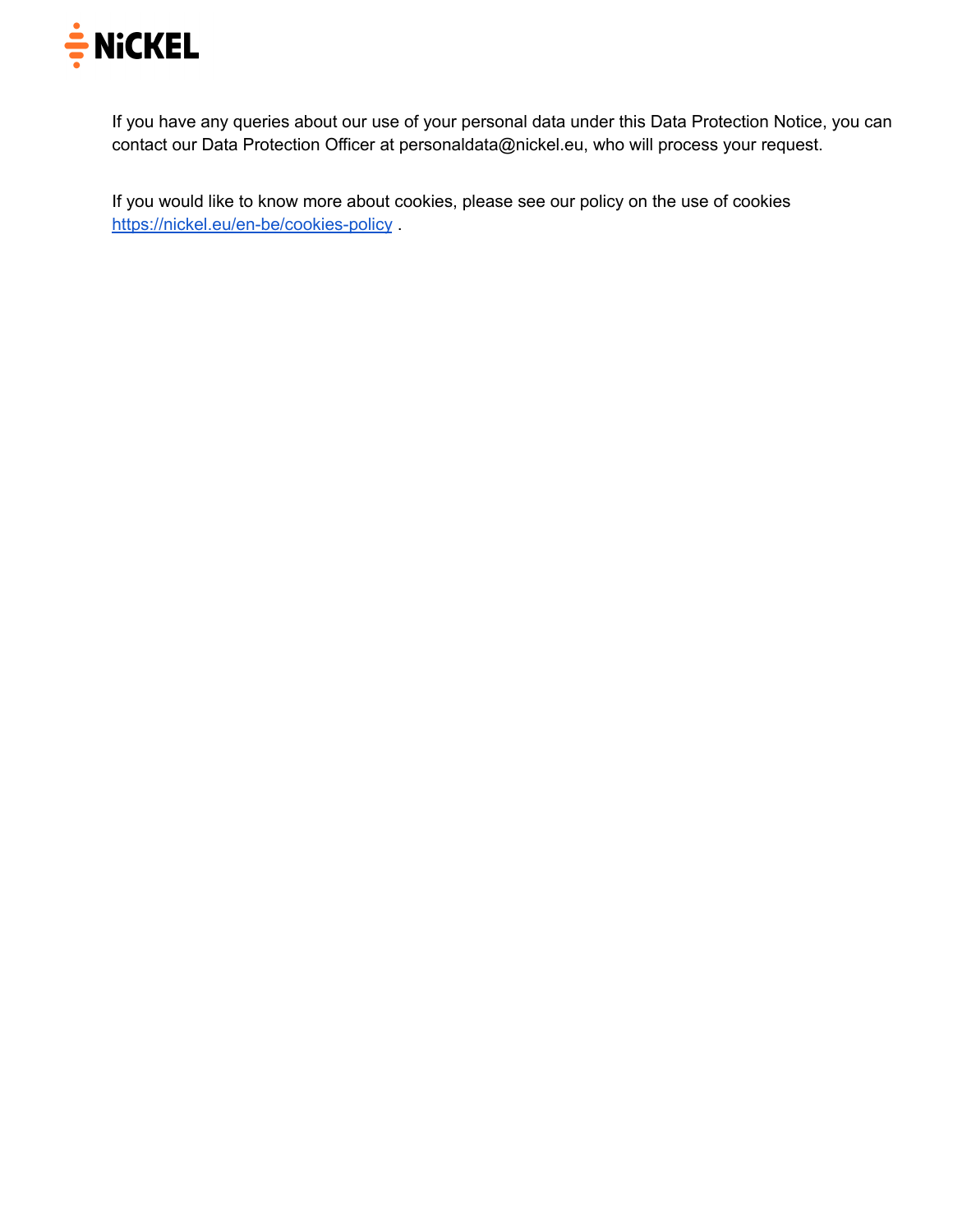If you have any queries about our use of your personal data under this Data Protection Notice, you can contact our Data Protection Officer at personaldata@nickel.eu, who will process your request.

If you would like to know more about cookies, please see our policy on the use of cookies https://nickel.eu/en-be/cookies-policy .